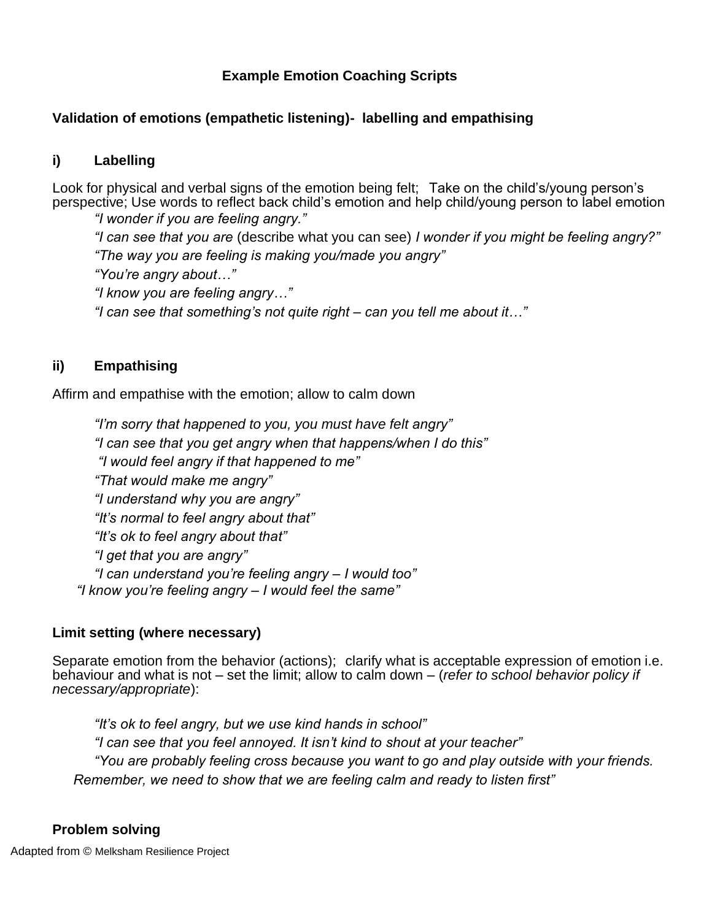# Example Emotion Coaching Scripts

## Validation of emotions (empathetic listening)- labelling and empathising

### i) Labelling

Look for physical and verbal signs of the emotion being felt; Take on the child's/young person's perspective; Use words to reflect back child's emotion and help child/young person to label emotion

*"I wonder if you are feeling angry."*

*"I can see that you are* (describe what you can see) *I wonder if you might be feeling angry?"*

*"The way you are feeling is making you/made you angry"*

*"You're angry about…"*

*"I know you are feeling angry…"*

*"I can see that something's not quite right – can you tell me about it…"*

### ii) Empathising

Affirm and empathise with the emotion; allow to calm down

*"I'm sorry that happened to you, you must have felt angry"*

*"I can see that you get angry when that happens/when I do this"*

*"I would feel angry if that happened to me"*

*"That would make me angry"*

*"I understand why you are angry"*

*"It's normal to feel angry about that"*

*"It's ok to feel angry about that"*

*"I get that you are angry"*

*"I can understand you're feeling angry – I would too"*

*"I know you're feeling angry – I would feel the same"*

## Limit setting (where necessary)

Separate emotion from the behavior (actions); clarify what is acceptable expression of emotion i.e. behaviour and what is not – set the limit; allow to calm down – (*refer to school behavior policy if necessary/appropriate*):

*"It's ok to feel angry, but we use kind hands in school"*

*"I can see that you feel annoyed. It isn't kind to shout at your teacher"*

*"You are probably feeling cross because you want to go and play outside with your friends. Remember, we need to show that we are feeling calm and ready to listen first"*

## Problem solving

Adapted from © Melksham Resilience Project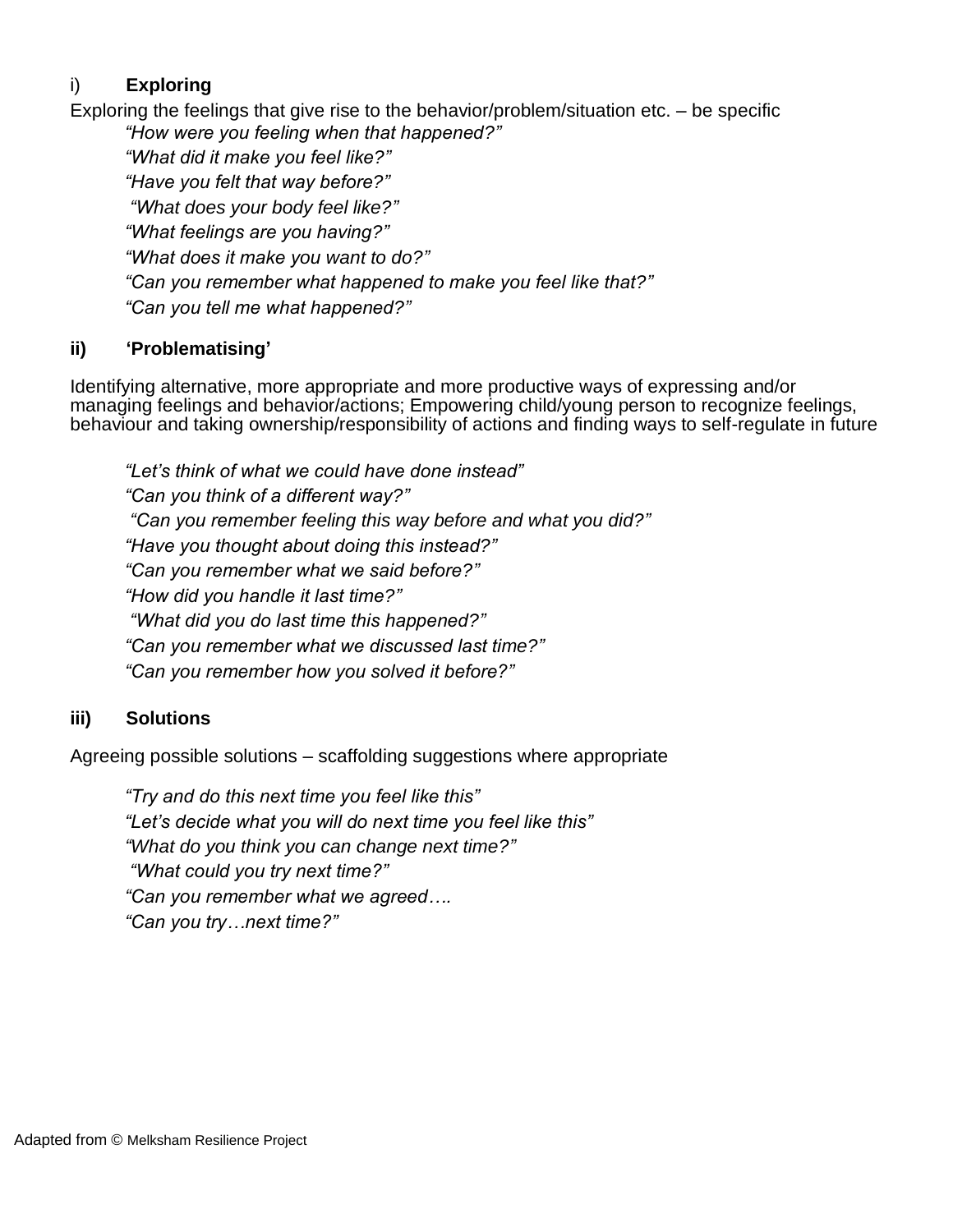i) **Exploring**

Exploring the feelings that give rise to the behavior/problem/situation etc. – be specific

*"How were you feeling when that happened?"*
*"What did it make you feel like?"*
*"Have you felt that way before?"*
*"What does your body feel like?"*
*"What feelings are you having?"*
*"What does it make you want to do?"*
*"Can you remember what happened to make you feel like that?"*
*"Can you tell me what happened?"*

**ii) 'Problematising'**

Identifying alternative, more appropriate and more productive ways of expressing and/or managing feelings and behavior/actions; Empowering child/young person to recognize feelings, behaviour and taking ownership/responsibility of actions and finding ways to self-regulate in future

*"Let's think of what we could have done instead"*
*"Can you think of a different way?"*
*"Can you remember feeling this way before and what you did?"*
*"Have you thought about doing this instead?"*
*"Can you remember what we said before?"*
*"How did you handle it last time?"*
*"What did you do last time this happened?"*
*"Can you remember what we discussed last time?"*
*"Can you remember how you solved it before?"*

**iii) Solutions**

Agreeing possible solutions – scaffolding suggestions where appropriate

*"Try and do this next time you feel like this"*
*"Let's decide what you will do next time you feel like this"*
*"What do you think you can change next time?"*
*"What could you try next time?"*
*"Can you remember what we agreed….*
*"Can you try…next time?"*

Adapted from © Melksham Resilience Project